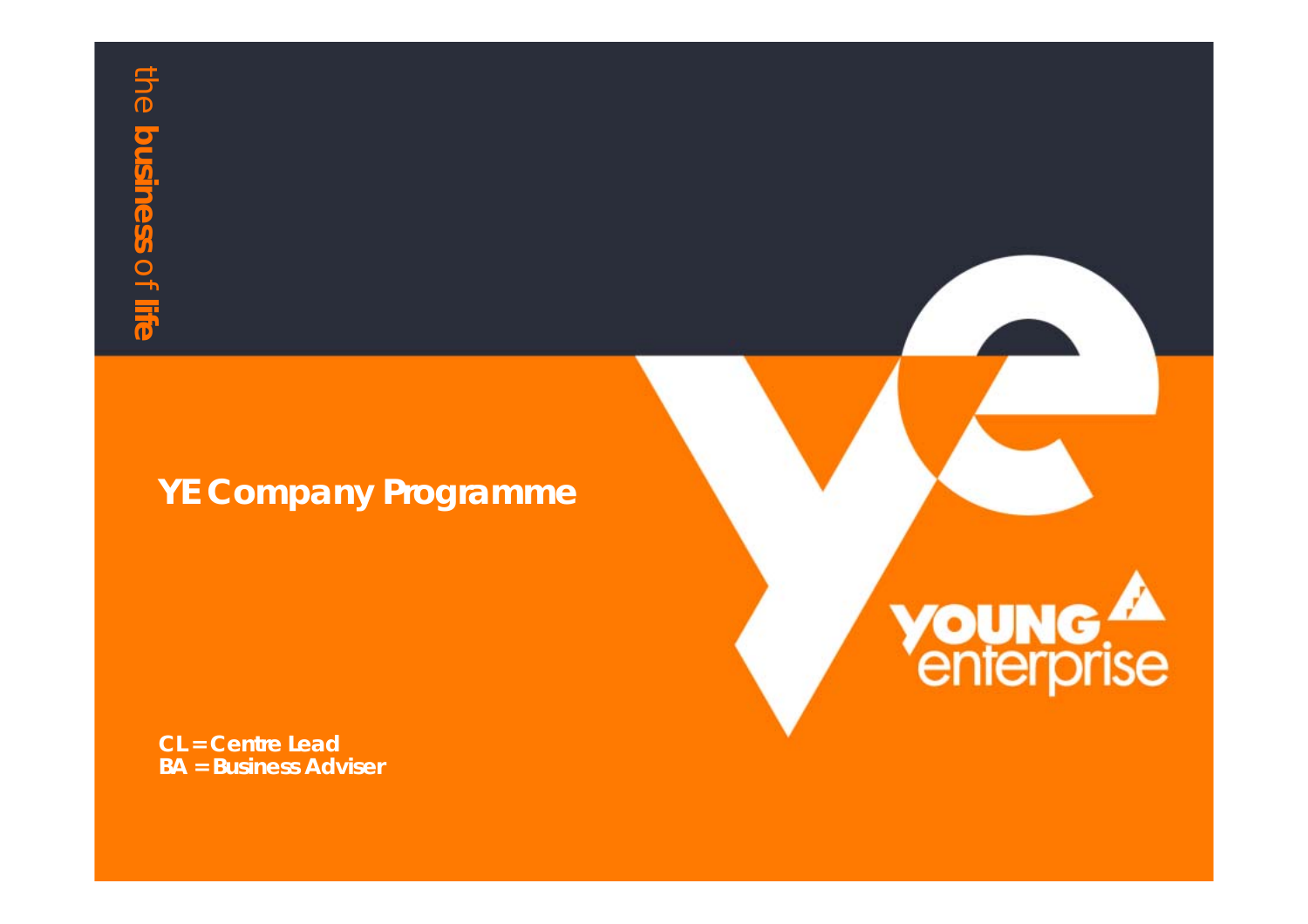the **business** of **life**

# YE Company Programme

YOUNG enterprise

**CL = Centre Lead**
**BA = Business Adviser**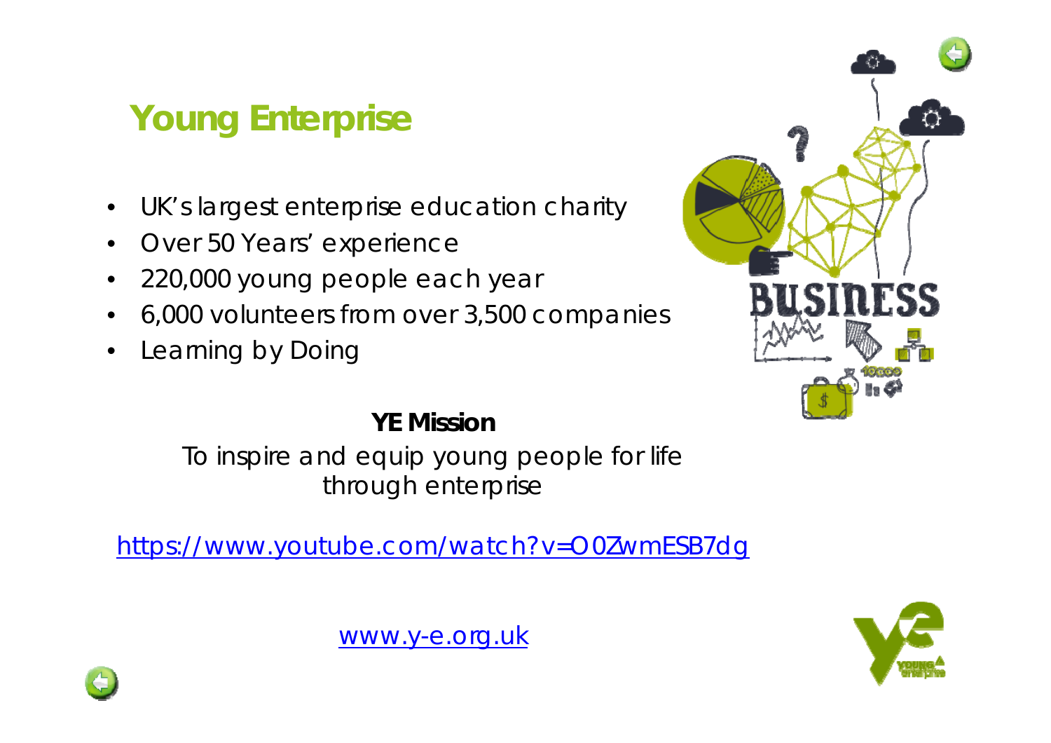# Young Enterprise

- UK's largest enterprise education charity
- Over 50 Years' experience
- 220,000 young people each year
- 6,000 volunteers from over 3,500 companies
- Learning by Doing

**YE Mission**

To inspire and equip young people for life through enterprise

https://www.youtube.com/watch?v=O0ZwmESB7dg

www.y-e.org.uk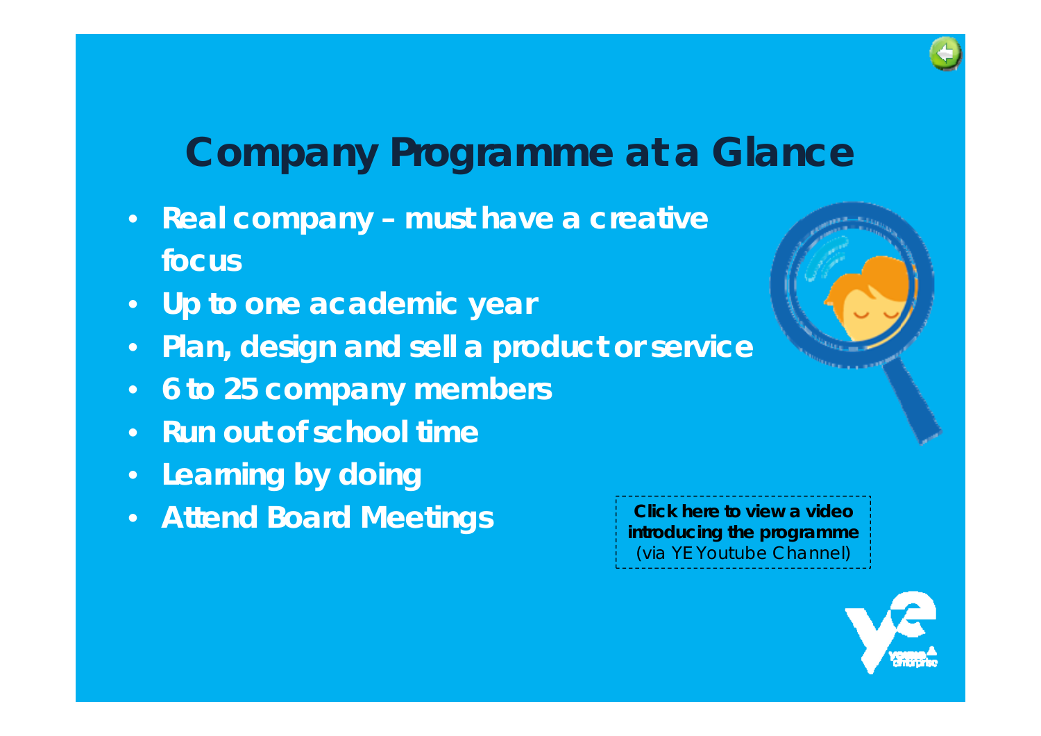# Company Programme at a Glance

- Real company – must have a creative focus
- Up to one academic year
- Plan, design and sell a product or service
- 6 to 25 company members
- Run out of school time
- Learning by doing
- Attend Board Meetings

**Click here to view a video introducing the programme** (via YE Youtube Channel)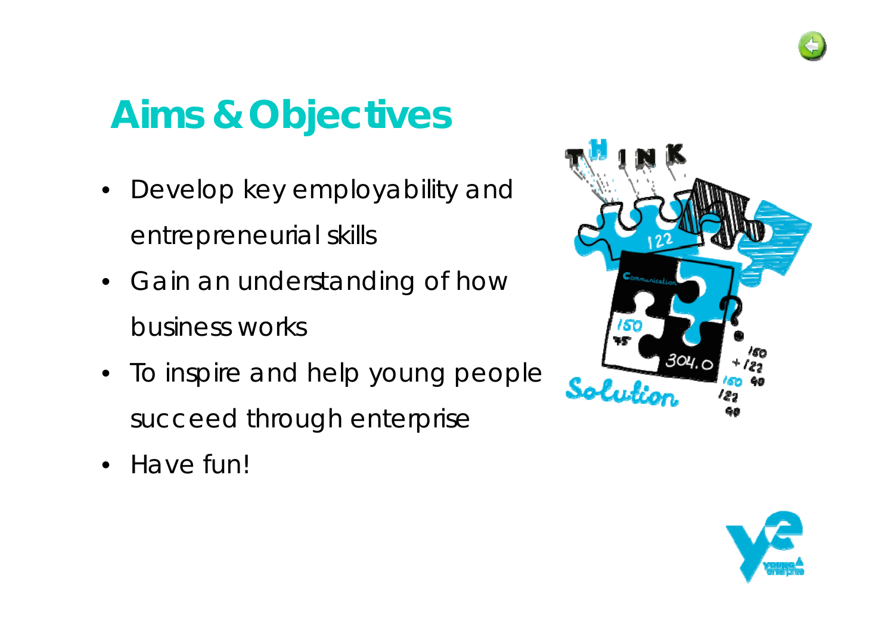# Aims & Objectives

- Develop key employability and entrepreneurial skills
- Gain an understanding of how business works
- To inspire and help young people succeed through enterprise
- Have fun!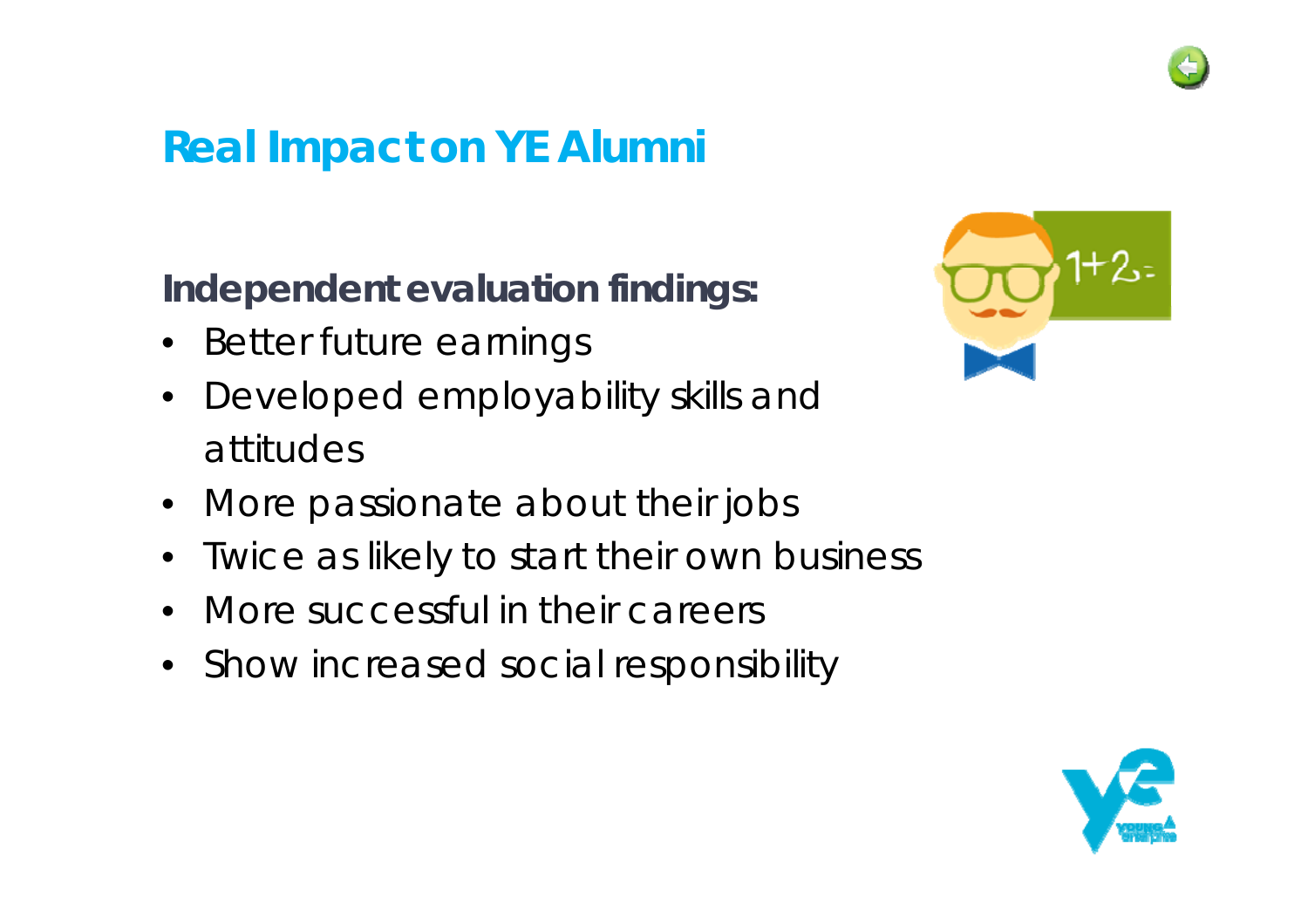# Real Impact on YE Alumni

**Independent evaluation findings:**

- Better future earnings
- Developed employability skills and attitudes
- More passionate about their jobs
- Twice as likely to start their own business
- More successful in their careers
- Show increased social responsibility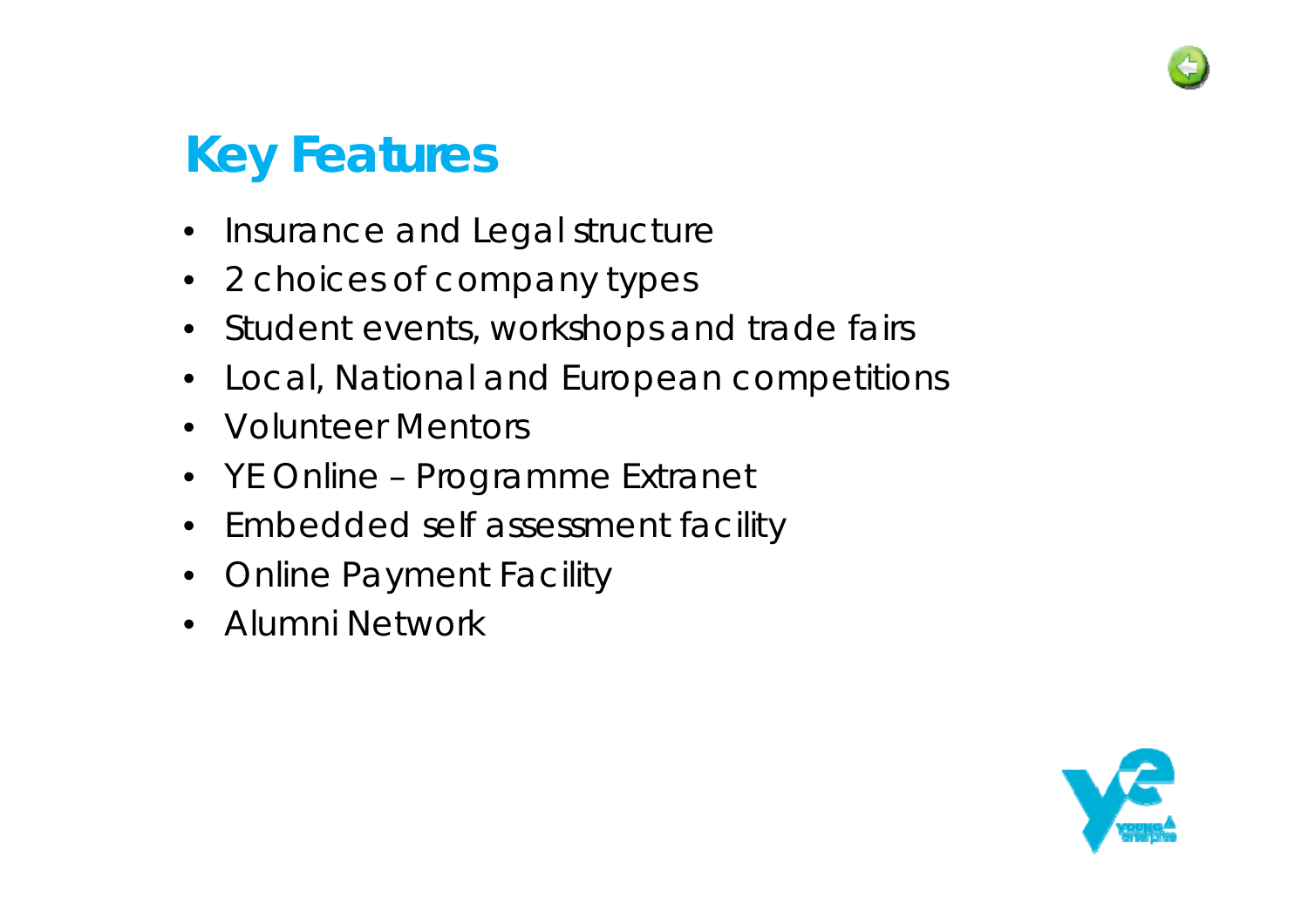# Key Features

- Insurance and Legal structure
- 2 choices of company types
- Student events, workshops and trade fairs
- Local, National and European competitions
- Volunteer Mentors
- YE Online – Programme Extranet
- Embedded self assessment facility
- Online Payment Facility
- Alumni Network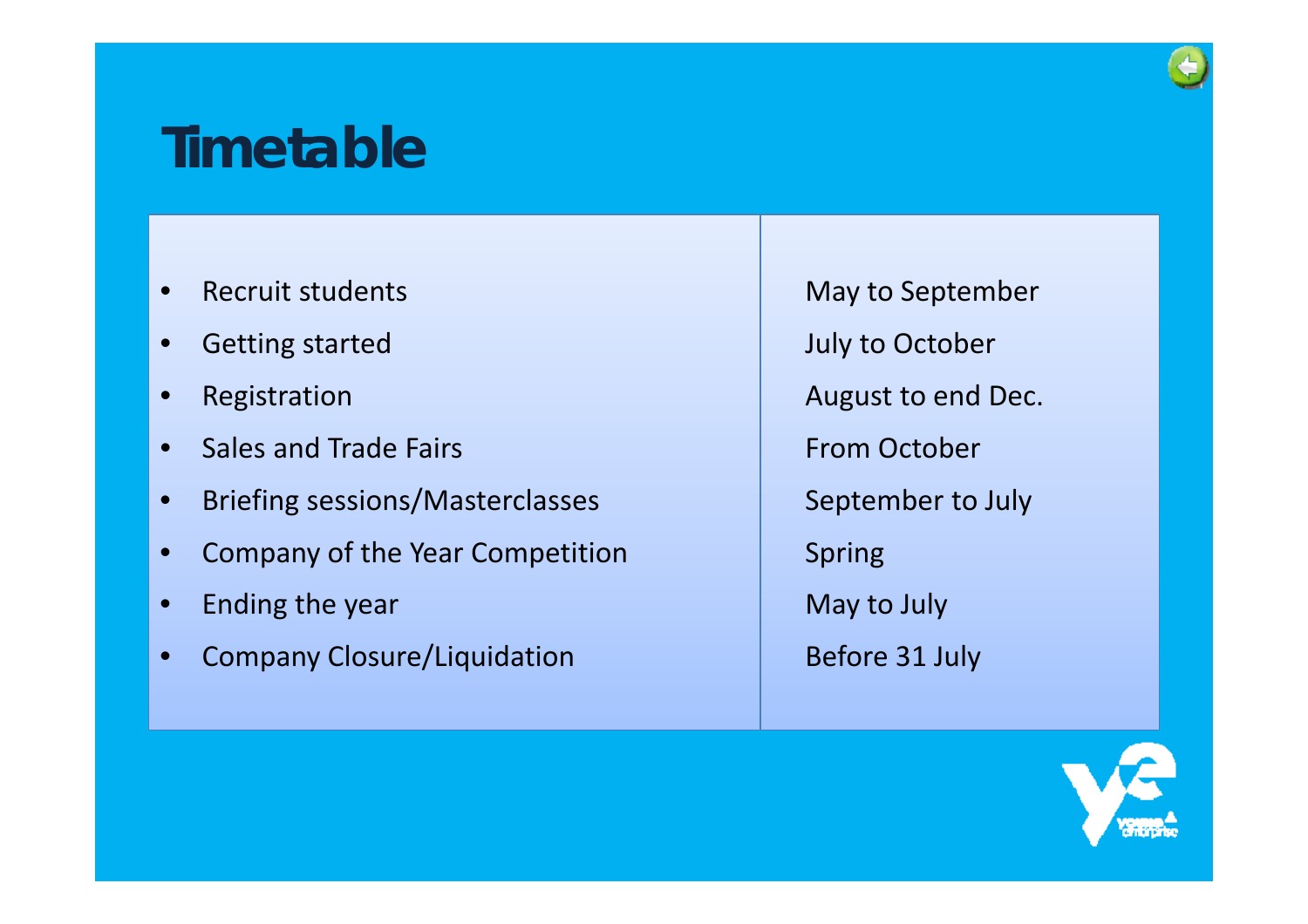# Timetable

| Activity | Timing |
| --- | --- |
| • Recruit students | May to September |
| • Getting started | July to October |
| • Registration | August to end Dec. |
| • Sales and Trade Fairs | From October |
| • Briefing sessions/Masterclasses | September to July |
| • Company of the Year Competition | Spring |
| • Ending the year | May to July |
| • Company Closure/Liquidation | Before 31 July |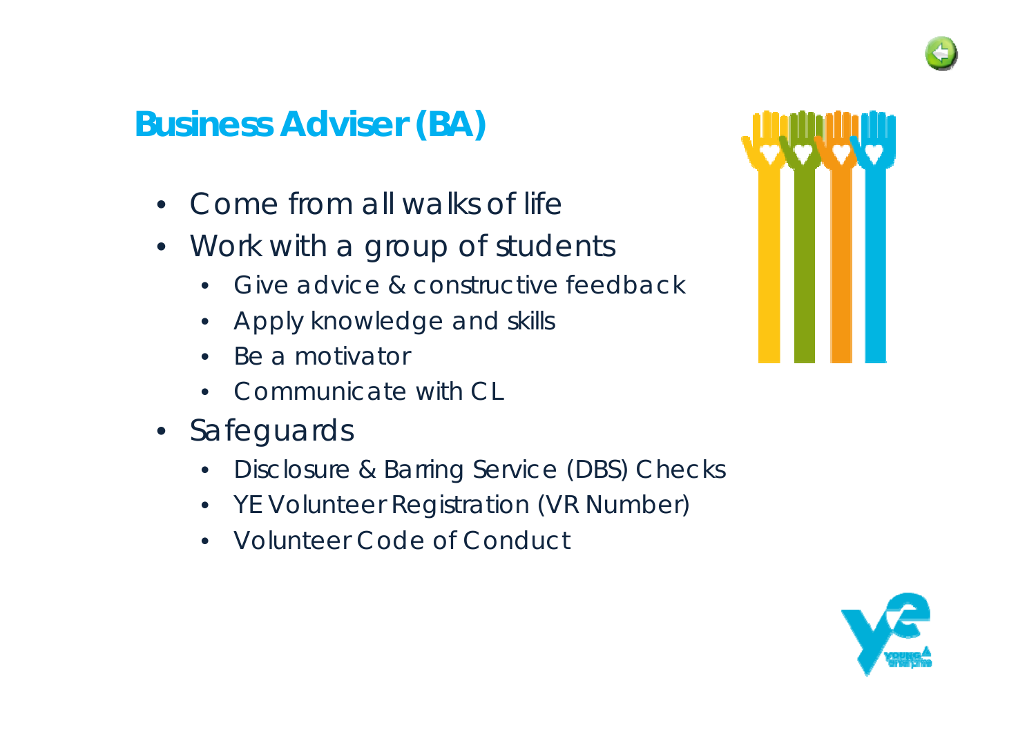## Business Adviser (BA)

- Come from all walks of life
- Work with a group of students
  - Give advice & constructive feedback
  - Apply knowledge and skills
  - Be a motivator
  - Communicate with CL
- Safeguards
  - Disclosure & Barring Service (DBS) Checks
  - YE Volunteer Registration (VR Number)
  - Volunteer Code of Conduct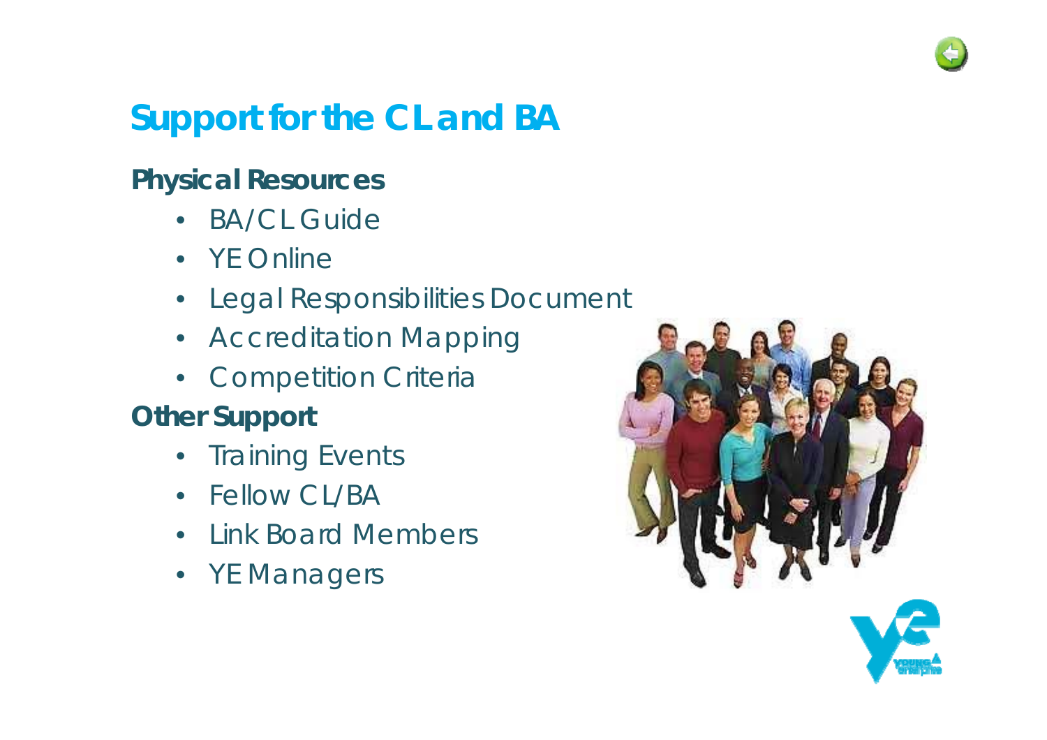# Support for the CL and BA

## Physical Resources

- BA/CL Guide
- YE Online
- Legal Responsibilities Document
- Accreditation Mapping
- Competition Criteria

## Other Support

- Training Events
- Fellow CL/BA
- Link Board Members
- YE Managers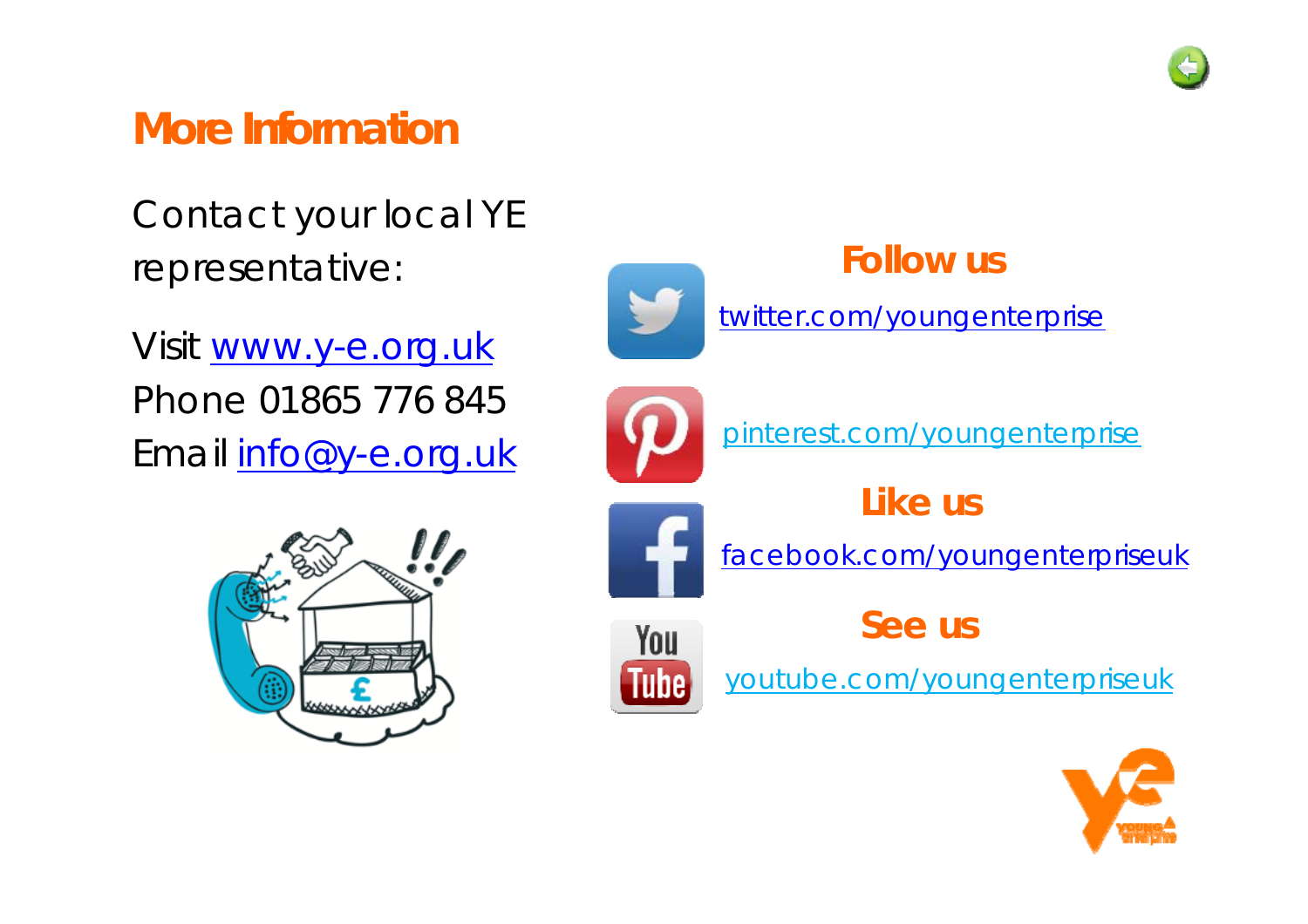# More Information

Contact your local YE representative:

Visit www.y-e.org.uk
Phone 01865 776 845
Email info@y-e.org.uk

## Follow us

twitter.com/youngenterprise

pinterest.com/youngenterprise

## Like us

facebook.com/youngenterpriseuk

## See us

youtube.com/youngenterpriseuk